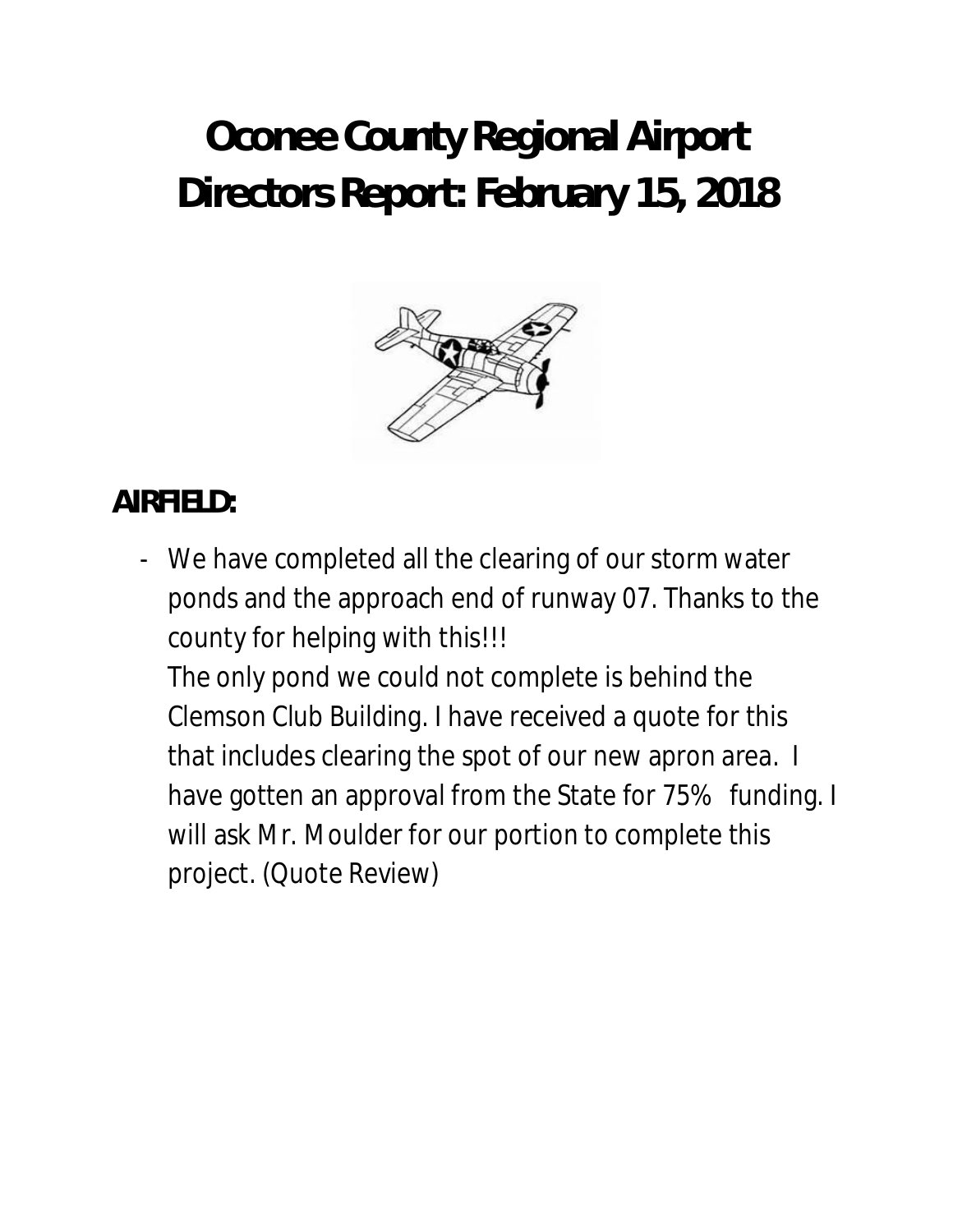# Oconee County Regional Airport
# Directors Report: February 15, 2018

## AIRFIELD:

- We have completed all the clearing of our storm water ponds and the approach end of runway 07. Thanks to the county for helping with this!!!
  The only pond we could not complete is behind the Clemson Club Building. I have received a quote for this that includes clearing the spot of our new apron area. I have gotten an approval from the State for 75% funding. I will ask Mr. Moulder for our portion to complete this project. (Quote Review)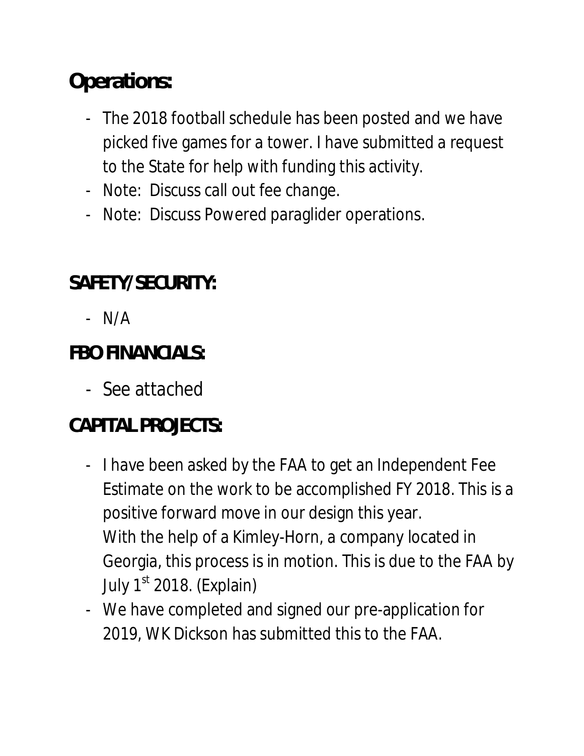## Operations:

- The 2018 football schedule has been posted and we have picked five games for a tower. I have submitted a request to the State for help with funding this activity.
- Note: Discuss call out fee change.
- Note: Discuss Powered paraglider operations.

## SAFETY/SECURITY:

- N/A

## FBO FINANCIALS:

- See attached

## CAPITAL PROJECTS:

- I have been asked by the FAA to get an Independent Fee Estimate on the work to be accomplished FY 2018. This is a positive forward move in our design this year.
  With the help of a Kimley-Horn, a company located in Georgia, this process is in motion. This is due to the FAA by July 1st 2018. (Explain)
- We have completed and signed our pre-application for 2019, WK Dickson has submitted this to the FAA.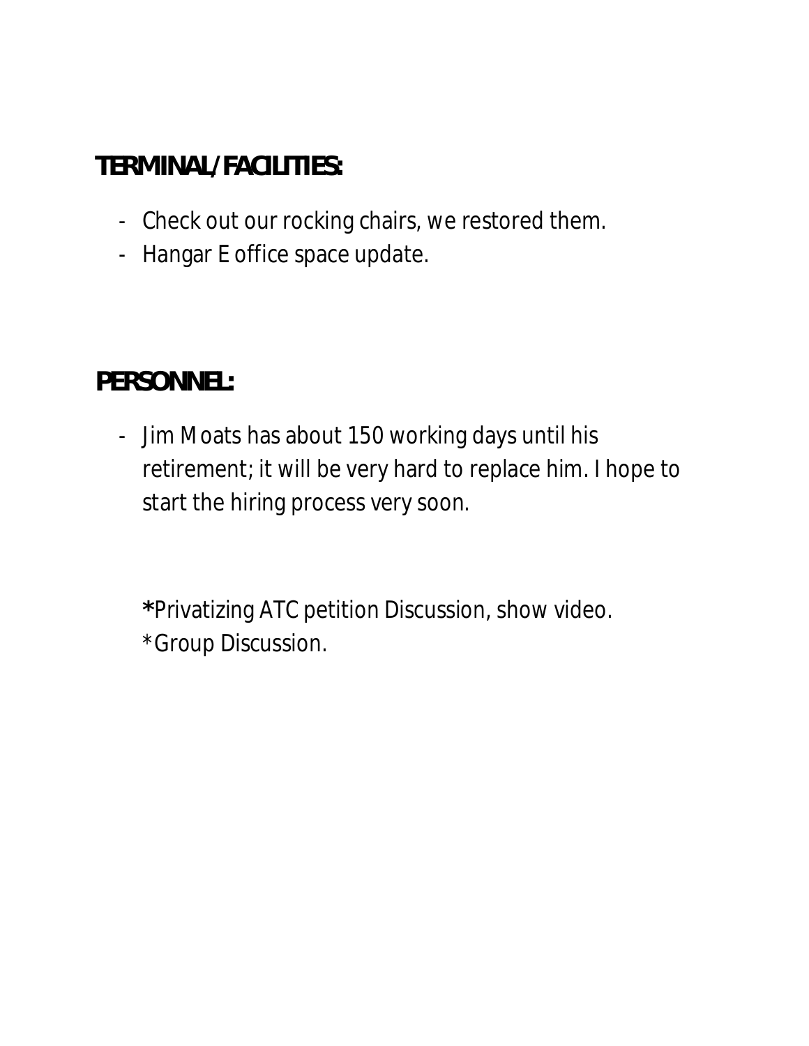**TERMINAL/FACILITIES:**

- Check out our rocking chairs, we restored them.
- Hangar E office space update.

**PERSONNEL:**

- Jim Moats has about 150 working days until his retirement; it will be very hard to replace him. I hope to start the hiring process very soon.

**\***Privatizing ATC petition Discussion, show video.
*Group Discussion.